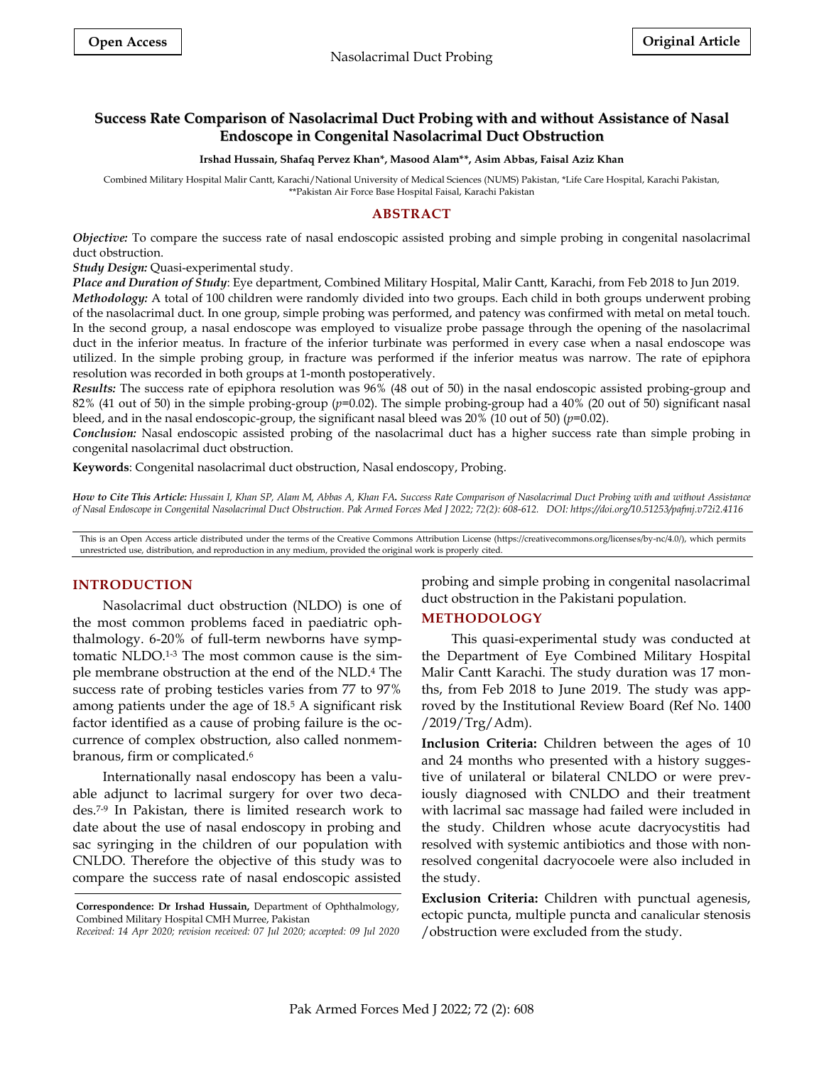Open Access

Original Article

# Success Rate Comparison of Nasolacrimal Duct Probing with and without Assistance of Nasal Endoscope in Congenital Nasolacrimal Duct Obstruction

**Irshad Hussain, Shafaq Pervez Khan\*, Masood Alam\*\*, Asim Abbas, Faisal Aziz Khan**

Combined Military Hospital Malir Cantt, Karachi/National University of Medical Sciences (NUMS) Pakistan, \*Life Care Hospital, Karachi Pakistan, \*\*Pakistan Air Force Base Hospital Faisal, Karachi Pakistan

## ABSTRACT

***Objective:*** To compare the success rate of nasal endoscopic assisted probing and simple probing in congenital nasolacrimal duct obstruction.

***Study Design:*** Quasi-experimental study.

***Place and Duration of Study***: Eye department, Combined Military Hospital, Malir Cantt, Karachi, from Feb 2018 to Jun 2019.

***Methodology:*** A total of 100 children were randomly divided into two groups. Each child in both groups underwent probing of the nasolacrimal duct. In one group, simple probing was performed, and patency was confirmed with metal on metal touch. In the second group, a nasal endoscope was employed to visualize probe passage through the opening of the nasolacrimal duct in the inferior meatus. In fracture of the inferior turbinate was performed in every case when a nasal endoscope was utilized. In the simple probing group, in fracture was performed if the inferior meatus was narrow. The rate of epiphora resolution was recorded in both groups at 1-month postoperatively.

***Results:*** The success rate of epiphora resolution was 96% (48 out of 50) in the nasal endoscopic assisted probing-group and 82% (41 out of 50) in the simple probing-group ($p$=0.02). The simple probing-group had a 40% (20 out of 50) significant nasal bleed, and in the nasal endoscopic-group, the significant nasal bleed was 20% (10 out of 50) ($p$=0.02).

***Conclusion:*** Nasal endoscopic assisted probing of the nasolacrimal duct has a higher success rate than simple probing in congenital nasolacrimal duct obstruction.

**Keywords**: Congenital nasolacrimal duct obstruction, Nasal endoscopy, Probing.

***How to Cite This Article:*** *Hussain I, Khan SP, Alam M, Abbas A, Khan FA. Success Rate Comparison of Nasolacrimal Duct Probing with and without Assistance of Nasal Endoscope in Congenital Nasolacrimal Duct Obstruction. Pak Armed Forces Med J 2022; 72(2): 608-612. DOI: https://doi.org/10.51253/pafmj.v72i2.4116*

This is an Open Access article distributed under the terms of the Creative Commons Attribution License (https://creativecommons.org/licenses/by-nc/4.0/), which permits unrestricted use, distribution, and reproduction in any medium, provided the original work is properly cited.

## INTRODUCTION

Nasolacrimal duct obstruction (NLDO) is one of the most common problems faced in paediatric ophthalmology. 6-20% of full-term newborns have symptomatic NLDO.[1-3] The most common cause is the simple membrane obstruction at the end of the NLD.[4] The success rate of probing testicles varies from 77 to 97% among patients under the age of 18.[5] A significant risk factor identified as a cause of probing failure is the occurrence of complex obstruction, also called nonmembranous, firm or complicated.[6]

Internationally nasal endoscopy has been a valuable adjunct to lacrimal surgery for over two decades.[7-9] In Pakistan, there is limited research work to date about the use of nasal endoscopy in probing and sac syringing in the children of our population with CNLDO. Therefore the objective of this study was to compare the success rate of nasal endoscopic assisted probing and simple probing in congenital nasolacrimal duct obstruction in the Pakistani population.

**Correspondence: Dr Irshad Hussain,** Department of Ophthalmology, Combined Military Hospital CMH Murree, Pakistan

*Received: 14 Apr 2020; revision received: 07 Jul 2020; accepted: 09 Jul 2020*

## METHODOLOGY

This quasi-experimental study was conducted at the Department of Eye Combined Military Hospital Malir Cantt Karachi. The study duration was 17 months, from Feb 2018 to June 2019. The study was approved by the Institutional Review Board (Ref No. 1400 /2019/Trg/Adm).

**Inclusion Criteria:** Children between the ages of 10 and 24 months who presented with a history suggestive of unilateral or bilateral CNLDO or were previously diagnosed with CNLDO and their treatment with lacrimal sac massage had failed were included in the study. Children whose acute dacryocystitis had resolved with systemic antibiotics and those with non-resolved congenital dacryocoele were also included in the study.

**Exclusion Criteria:** Children with punctual agenesis, ectopic puncta, multiple puncta and canalicular stenosis /obstruction were excluded from the study.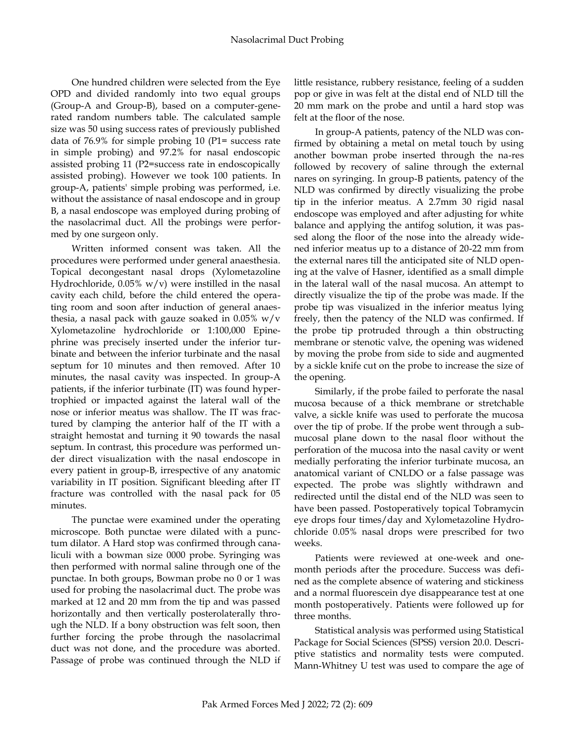One hundred children were selected from the Eye OPD and divided randomly into two equal groups (Group-A and Group-B), based on a computer-generated random numbers table. The calculated sample size was 50 using success rates of previously published data of 76.9% for simple probing 10 (P1= success rate in simple probing) and 97.2% for nasal endoscopic assisted probing 11 (P2=success rate in endoscopically assisted probing). However we took 100 patients. In group-A, patients' simple probing was performed, i.e. without the assistance of nasal endoscope and in group B, a nasal endoscope was employed during probing of the nasolacrimal duct. All the probings were performed by one surgeon only.

Written informed consent was taken. All the procedures were performed under general anaesthesia. Topical decongestant nasal drops (Xylometazoline Hydrochloride, 0.05% w/v) were instilled in the nasal cavity each child, before the child entered the operating room and soon after induction of general anaesthesia, a nasal pack with gauze soaked in 0.05% w/v Xylometazoline hydrochloride or 1:100,000 Epinephrine was precisely inserted under the inferior turbinate and between the inferior turbinate and the nasal septum for 10 minutes and then removed. After 10 minutes, the nasal cavity was inspected. In group-A patients, if the inferior turbinate (IT) was found hypertrophied or impacted against the lateral wall of the nose or inferior meatus was shallow. The IT was fractured by clamping the anterior half of the IT with a straight hemostat and turning it 90 towards the nasal septum. In contrast, this procedure was performed under direct visualization with the nasal endoscope in every patient in group-B, irrespective of any anatomic variability in IT position. Significant bleeding after IT fracture was controlled with the nasal pack for 05 minutes.

The punctae were examined under the operating microscope. Both punctae were dilated with a punctum dilator. A Hard stop was confirmed through canaliculi with a bowman size 0000 probe. Syringing was then performed with normal saline through one of the punctae. In both groups, Bowman probe no 0 or 1 was used for probing the nasolacrimal duct. The probe was marked at 12 and 20 mm from the tip and was passed horizontally and then vertically posterolaterally through the NLD. If a bony obstruction was felt soon, then further forcing the probe through the nasolacrimal duct was not done, and the procedure was aborted. Passage of probe was continued through the NLD if little resistance, rubbery resistance, feeling of a sudden pop or give in was felt at the distal end of NLD till the 20 mm mark on the probe and until a hard stop was felt at the floor of the nose.

In group-A patients, patency of the NLD was confirmed by obtaining a metal on metal touch by using another bowman probe inserted through the na-res followed by recovery of saline through the external nares on syringing. In group-B patients, patency of the NLD was confirmed by directly visualizing the probe tip in the inferior meatus. A 2.7mm 30 rigid nasal endoscope was employed and after adjusting for white balance and applying the antifog solution, it was passed along the floor of the nose into the already widened inferior meatus up to a distance of 20-22 mm from the external nares till the anticipated site of NLD opening at the valve of Hasner, identified as a small dimple in the lateral wall of the nasal mucosa. An attempt to directly visualize the tip of the probe was made. If the probe tip was visualized in the inferior meatus lying freely, then the patency of the NLD was confirmed. If the probe tip protruded through a thin obstructing membrane or stenotic valve, the opening was widened by moving the probe from side to side and augmented by a sickle knife cut on the probe to increase the size of the opening.

Similarly, if the probe failed to perforate the nasal mucosa because of a thick membrane or stretchable valve, a sickle knife was used to perforate the mucosa over the tip of probe. If the probe went through a submucosal plane down to the nasal floor without the perforation of the mucosa into the nasal cavity or went medially perforating the inferior turbinate mucosa, an anatomical variant of CNLDO or a false passage was expected. The probe was slightly withdrawn and redirected until the distal end of the NLD was seen to have been passed. Postoperatively topical Tobramycin eye drops four times/day and Xylometazoline Hydrochloride 0.05% nasal drops were prescribed for two weeks.

Patients were reviewed at one-week and one-month periods after the procedure. Success was defined as the complete absence of watering and stickiness and a normal fluorescein dye disappearance test at one month postoperatively. Patients were followed up for three months.

Statistical analysis was performed using Statistical Package for Social Sciences (SPSS) version 20.0. Descriptive statistics and normality tests were computed. Mann-Whitney U test was used to compare the age of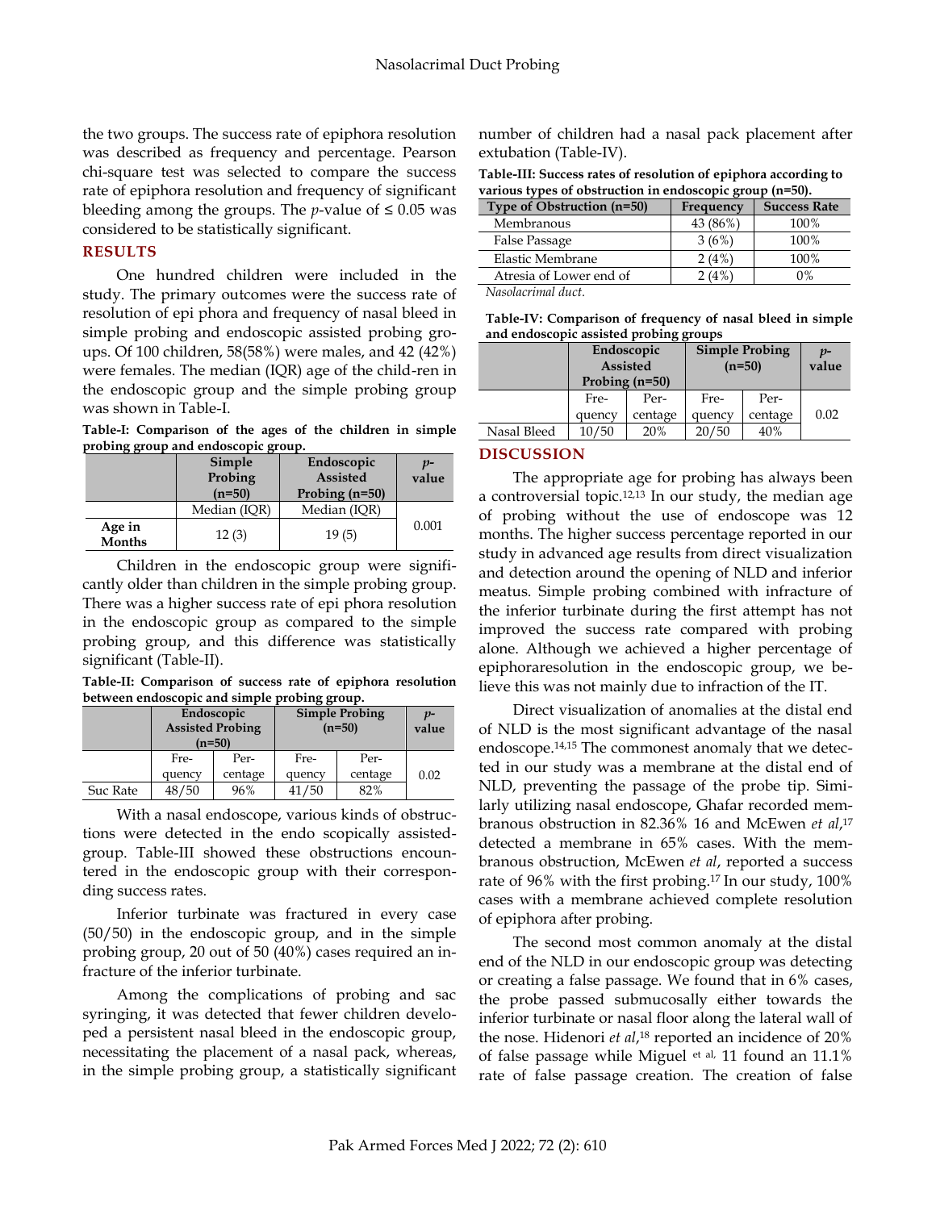the two groups. The success rate of epiphora resolution was described as frequency and percentage. Pearson chi-square test was selected to compare the success rate of epiphora resolution and frequency of significant bleeding among the groups. The *p*-value of ≤ 0.05 was considered to be statistically significant.

## RESULTS

One hundred children were included in the study. The primary outcomes were the success rate of resolution of epi phora and frequency of nasal bleed in simple probing and endoscopic assisted probing groups. Of 100 children, 58(58%) were males, and 42 (42%) were females. The median (IQR) age of the child-ren in the endoscopic group and the simple probing group was shown in Table-I.

**Table-I: Comparison of the ages of the children in simple probing group and endoscopic group.**

| | Simple Probing (n=50) | Endoscopic Assisted Probing (n=50) | *p*-value |
|---|---|---|---|
| | Median (IQR) | Median (IQR) | |
| **Age in Months** | 12 (3) | 19 (5) | 0.001 |

Children in the endoscopic group were significantly older than children in the simple probing group. There was a higher success rate of epi phora resolution in the endoscopic group as compared to the simple probing group, and this difference was statistically significant (Table-II).

**Table-II: Comparison of success rate of epiphora resolution between endoscopic and simple probing group.**

| | Endoscopic Assisted Probing (n=50) | | Simple Probing (n=50) | | *p*-value |
|---|---|---|---|---|---|
| | Frequency | Percentage | Frequency | Percentage | |
| Suc Rate | 48/50 | 96% | 41/50 | 82% | 0.02 |

With a nasal endoscope, various kinds of obstructions were detected in the endo scopically assisted-group. Table-III showed these obstructions encountered in the endoscopic group with their corresponding success rates.

Inferior turbinate was fractured in every case (50/50) in the endoscopic group, and in the simple probing group, 20 out of 50 (40%) cases required an infracture of the inferior turbinate.

Among the complications of probing and sac syringing, it was detected that fewer children developed a persistent nasal bleed in the endoscopic group, necessitating the placement of a nasal pack, whereas, in the simple probing group, a statistically significant number of children had a nasal pack placement after extubation (Table-IV).

**Table-III: Success rates of resolution of epiphora according to various types of obstruction in endoscopic group (n=50).**

| Type of Obstruction (n=50) | Frequency | Success Rate |
|---|---|---|
| Membranous | 43 (86%) | 100% |
| False Passage | 3 (6%) | 100% |
| Elastic Membrane | 2 (4%) | 100% |
| Atresia of Lower end of Nasolacrimal duct. | 2 (4%) | 0% |

**Table-IV: Comparison of frequency of nasal bleed in simple and endoscopic assisted probing groups**

| | Endoscopic Assisted Probing (n=50) | | Simple Probing (n=50) | | *p*-value |
|---|---|---|---|---|---|
| | Frequency | Percentage | Frequency | Percentage | |
| Nasal Bleed | 10/50 | 20% | 20/50 | 40% | 0.02 |

## DISCUSSION

The appropriate age for probing has always been a controversial topic.[12,13] In our study, the median age of probing without the use of endoscope was 12 months. The higher success percentage reported in our study in advanced age results from direct visualization and detection around the opening of NLD and inferior meatus. Simple probing combined with infracture of the inferior turbinate during the first attempt has not improved the success rate compared with probing alone. Although we achieved a higher percentage of epiphoraresolution in the endoscopic group, we believe this was not mainly due to infraction of the IT.

Direct visualization of anomalies at the distal end of NLD is the most significant advantage of the nasal endoscope.[14,15] The commonest anomaly that we detected in our study was a membrane at the distal end of NLD, preventing the passage of the probe tip. Similarly utilizing nasal endoscope, Ghafar recorded membranous obstruction in 82.36% 16 and McEwen *et al*,[17] detected a membrane in 65% cases. With the membranous obstruction, McEwen *et al*, reported a success rate of 96% with the first probing.[17] In our study, 100% cases with a membrane achieved complete resolution of epiphora after probing.

The second most common anomaly at the distal end of the NLD in our endoscopic group was detecting or creating a false passage. We found that in 6% cases, the probe passed submucosally either towards the inferior turbinate or nasal floor along the lateral wall of the nose. Hidenori *et al*,[18] reported an incidence of 20% of false passage while Miguel [et al,] 11 found an 11.1% rate of false passage creation. The creation of false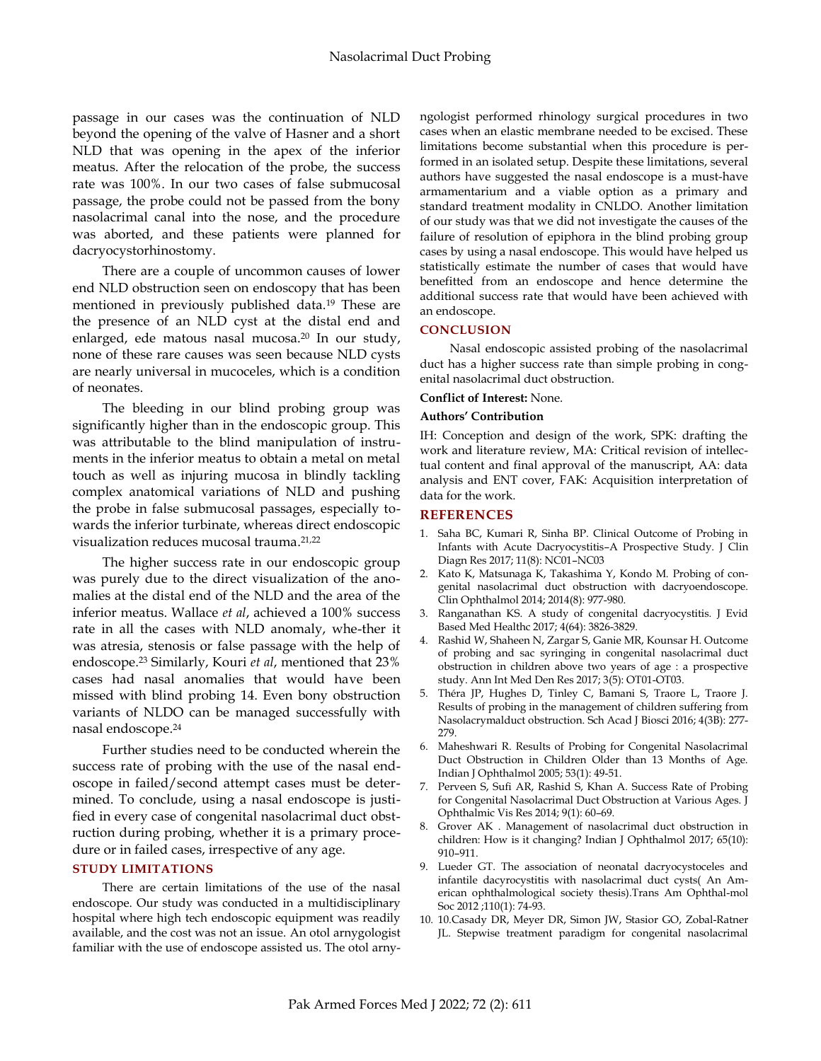passage in our cases was the continuation of NLD beyond the opening of the valve of Hasner and a short NLD that was opening in the apex of the inferior meatus. After the relocation of the probe, the success rate was 100%. In our two cases of false submucosal passage, the probe could not be passed from the bony nasolacrimal canal into the nose, and the procedure was aborted, and these patients were planned for dacryocystorhinostomy.

There are a couple of uncommon causes of lower end NLD obstruction seen on endoscopy that has been mentioned in previously published data.[19] These are the presence of an NLD cyst at the distal end and enlarged, ede matous nasal mucosa.[20] In our study, none of these rare causes was seen because NLD cysts are nearly universal in mucoceles, which is a condition of neonates.

The bleeding in our blind probing group was significantly higher than in the endoscopic group. This was attributable to the blind manipulation of instruments in the inferior meatus to obtain a metal on metal touch as well as injuring mucosa in blindly tackling complex anatomical variations of NLD and pushing the probe in false submucosal passages, especially towards the inferior turbinate, whereas direct endoscopic visualization reduces mucosal trauma.[21,22]

The higher success rate in our endoscopic group was purely due to the direct visualization of the anomalies at the distal end of the NLD and the area of the inferior meatus. Wallace *et al*, achieved a 100% success rate in all the cases with NLD anomaly, whe-ther it was atresia, stenosis or false passage with the help of endoscope.[23] Similarly, Kouri *et al*, mentioned that 23% cases had nasal anomalies that would have been missed with blind probing 14. Even bony obstruction variants of NLDO can be managed successfully with nasal endoscope.[24]

Further studies need to be conducted wherein the success rate of probing with the use of the nasal endoscope in failed/second attempt cases must be determined. To conclude, using a nasal endoscope is justified in every case of congenital nasolacrimal duct obstruction during probing, whether it is a primary procedure or in failed cases, irrespective of any age.

## STUDY LIMITATIONS

There are certain limitations of the use of the nasal endoscope. Our study was conducted in a multidisciplinary hospital where high tech endoscopic equipment was readily available, and the cost was not an issue. An otol arnygologist familiar with the use of endoscope assisted us. The otol arnyngologist performed rhinology surgical procedures in two cases when an elastic membrane needed to be excised. These limitations become substantial when this procedure is performed in an isolated setup. Despite these limitations, several authors have suggested the nasal endoscope is a must-have armamentarium and a viable option as a primary and standard treatment modality in CNLDO. Another limitation of our study was that we did not investigate the causes of the failure of resolution of epiphora in the blind probing group cases by using a nasal endoscope. This would have helped us statistically estimate the number of cases that would have benefitted from an endoscope and hence determine the additional success rate that would have been achieved with an endoscope.

## CONCLUSION

Nasal endoscopic assisted probing of the nasolacrimal duct has a higher success rate than simple probing in congenital nasolacrimal duct obstruction.

**Conflict of Interest:** None.

**Authors' Contribution**

IH: Conception and design of the work, SPK: drafting the work and literature review, MA: Critical revision of intellectual content and final approval of the manuscript, AA: data analysis and ENT cover, FAK: Acquisition interpretation of data for the work.

## REFERENCES

1. Saha BC, Kumari R, Sinha BP. Clinical Outcome of Probing in Infants with Acute Dacryocystitis–A Prospective Study. J Clin Diagn Res 2017; 11(8): NC01–NC03
2. Kato K, Matsunaga K, Takashima Y, Kondo M. Probing of congenital nasolacrimal duct obstruction with dacryoendoscope. Clin Ophthalmol 2014; 2014(8): 977-980.
3. Ranganathan KS. A study of congenital dacryocystitis. J Evid Based Med Healthc 2017; 4(64): 3826-3829.
4. Rashid W, Shaheen N, Zargar S, Ganie MR, Kounsar H. Outcome of probing and sac syringing in congenital nasolacrimal duct obstruction in children above two years of age : a prospective study. Ann Int Med Den Res 2017; 3(5): OT01-OT03.
5. Théra JP, Hughes D, Tinley C, Bamani S, Traore L, Traore J. Results of probing in the management of children suffering from Nasolacrymalduct obstruction. Sch Acad J Biosci 2016; 4(3B): 277-279.
6. Maheshwari R. Results of Probing for Congenital Nasolacrimal Duct Obstruction in Children Older than 13 Months of Age. Indian J Ophthalmol 2005; 53(1): 49-51.
7. Perveen S, Sufi AR, Rashid S, Khan A. Success Rate of Probing for Congenital Nasolacrimal Duct Obstruction at Various Ages. J Ophthalmic Vis Res 2014; 9(1): 60–69.
8. Grover AK . Management of nasolacrimal duct obstruction in children: How is it changing? Indian J Ophthalmol 2017; 65(10): 910–911.
9. Lueder GT. The association of neonatal dacryocystoceles and infantile dacryocystitis with nasolacrimal duct cysts( An American ophthalmological society thesis).Trans Am Ophthal-mol Soc 2012 ;110(1): 74-93.
10. 10.Casady DR, Meyer DR, Simon JW, Stasior GO, Zobal-Ratner JL. Stepwise treatment paradigm for congenital nasolacrimal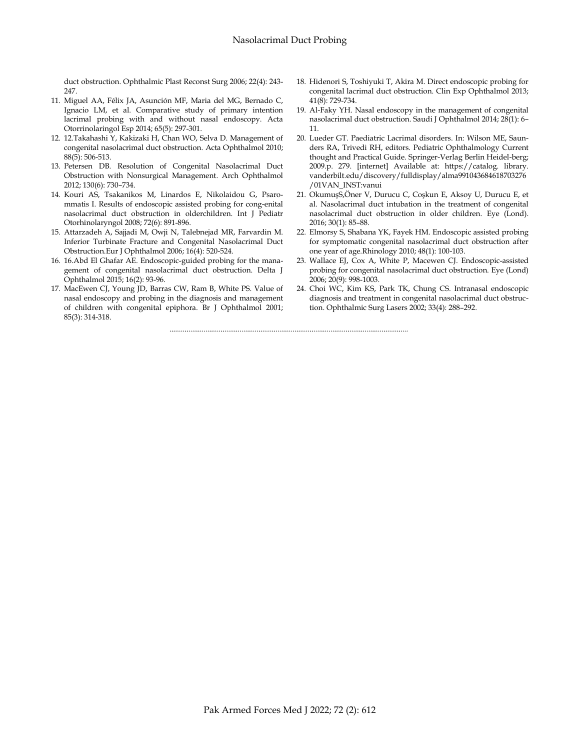duct obstruction. Ophthalmic Plast Reconst Surg 2006; 22(4): 243-247.

11. Miguel AA, Félix JA, Asunción MF, Maria del MG, Bernado C, Ignacio LM, et al. Comparative study of primary intention lacrimal probing with and without nasal endoscopy. Acta Otorrinolaringol Esp 2014; 65(5): 297-301.
12. 12.Takahashi Y, Kakizaki H, Chan WO, Selva D. Management of congenital nasolacrimal duct obstruction. Acta Ophthalmol 2010; 88(5): 506-513.
13. Petersen DB. Resolution of Congenital Nasolacrimal Duct Obstruction with Nonsurgical Management. Arch Ophthalmol 2012; 130(6): 730–734.
14. Kouri AS, Tsakanikos M, Linardos E, Nikolaidou G, Psarommatis I. Results of endoscopic assisted probing for cong-enital nasolacrimal duct obstruction in olderchildren. Int J Pediatr Otorhinolaryngol 2008; 72(6): 891-896.
15. Attarzadeh A, Sajjadi M, Owji N, Talebnejad MR, Farvardin M. Inferior Turbinate Fracture and Congenital Nasolacrimal Duct Obstruction.Eur J Ophthalmol 2006; 16(4): 520-524.
16. 16.Abd El Ghafar AE. Endoscopic-guided probing for the management of congenital nasolacrimal duct obstruction. Delta J Ophthalmol 2015; 16(2): 93-96.
17. MacEwen CJ, Young JD, Barras CW, Ram B, White PS. Value of nasal endoscopy and probing in the diagnosis and management of children with congenital epiphora. Br J Ophthalmol 2001; 85(3): 314-318.
18. Hidenori S, Toshiyuki T, Akira M. Direct endoscopic probing for congenital lacrimal duct obstruction. Clin Exp Ophthalmol 2013; 41(8): 729-734.
19. Al-Faky YH. Nasal endoscopy in the management of congenital nasolacrimal duct obstruction. Saudi J Ophthalmol 2014; 28(1): 6–11.
20. Lueder GT. Paediatric Lacrimal disorders. In: Wilson ME, Saunders RA, Trivedi RH, editors. Pediatric Ophthalmology Current thought and Practical Guide. Springer-Verlag Berlin Heidel-berg; 2009.p. 279. [internet] Available at: https://catalog. library. vanderbilt.edu/discovery/fulldisplay/alma991043684618703276/01VAN_INST:vanui
21. OkumuşS,Öner V, Durucu C, Coşkun E, Aksoy U, Durucu E, et al. Nasolacrimal duct intubation in the treatment of congenital nasolacrimal duct obstruction in older children. Eye (Lond). 2016; 30(1): 85–88.
22. Elmorsy S, Shabana YK, Fayek HM. Endoscopic assisted probing for symptomatic congenital nasolacrimal duct obstruction after one year of age.Rhinology 2010; 48(1): 100-103.
23. Wallace EJ, Cox A, White P, Macewen CJ. Endoscopic-assisted probing for congenital nasolacrimal duct obstruction. Eye (Lond) 2006; 20(9): 998-1003.
24. Choi WC, Kim KS, Park TK, Chung CS. Intranasal endoscopic diagnosis and treatment in congenital nasolacrimal duct obstruction. Ophthalmic Surg Lasers 2002; 33(4): 288–292.

.........................................................................................................................